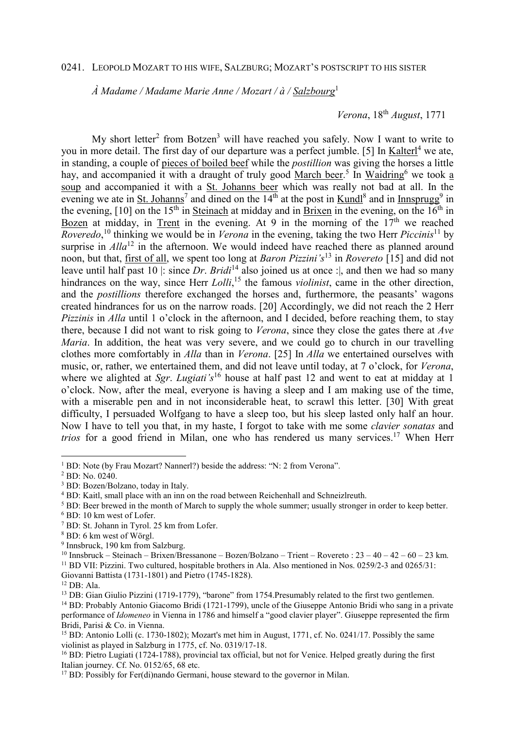0241. LEOPOLD MOZART TO HIS WIFE, SALZBURG; MOZART'S POSTSCRIPT TO HIS SISTER

*À Madame / Madame Marie Anne / Mozart / à / Salzbourg*[1]

*Verona*, 18th *August*, 1771

My short letter[2] from Botzen[3] will have reached you safely. Now I want to write to you in more detail. The first day of our departure was a perfect jumble. [5] In Kalterl[4] we ate, in standing, a couple of pieces of boiled beef while the *postillion* was giving the horses a little hay, and accompanied it with a draught of truly good March beer.[5] In Waidring[6] we took a soup and accompanied it with a St. Johanns beer which was really not bad at all. In the evening we ate in St. Johanns[7] and dined on the 14th at the post in Kundl[8] and in Innsprugg[9] in the evening, [10] on the 15th in Steinach at midday and in Brixen in the evening, on the 16th in Bozen at midday, in Trent in the evening. At 9 in the morning of the 17th we reached *Roveredo*,[10] thinking we would be in *Verona* in the evening, taking the two Herr *Piccinis*[11] by surprise in *Alla*[12] in the afternoon. We would indeed have reached there as planned around noon, but that, first of all, we spent too long at *Baron Pizzini's*[13] in *Rovereto* [15] and did not leave until half past 10 |: since *Dr*. *Bridi*[14] also joined us at once :|, and then we had so many hindrances on the way, since Herr *Lolli*,[15] the famous *violinist*, came in the other direction, and the *postillions* therefore exchanged the horses and, furthermore, the peasants' wagons created hindrances for us on the narrow roads. [20] Accordingly, we did not reach the 2 Herr *Pizzinis* in *Alla* until 1 o'clock in the afternoon, and I decided, before reaching them, to stay there, because I did not want to risk going to *Verona*, since they close the gates there at *Ave Maria*. In addition, the heat was very severe, and we could go to church in our travelling clothes more comfortably in *Alla* than in *Verona*. [25] In *Alla* we entertained ourselves with music, or, rather, we entertained them, and did not leave until today, at 7 o'clock, for *Verona*, where we alighted at *Sgr*. *Lugiati's*[16] house at half past 12 and went to eat at midday at 1 o'clock. Now, after the meal, everyone is having a sleep and I am making use of the time, with a miserable pen and in not inconsiderable heat, to scrawl this letter. [30] With great difficulty, I persuaded Wolfgang to have a sleep too, but his sleep lasted only half an hour. Now I have to tell you that, in my haste, I forgot to take with me some *clavier sonatas* and *trios* for a good friend in Milan, one who has rendered us many services.[17] When Herr

---

[1] BD: Note (by Frau Mozart? Nannerl?) beside the address: "N: 2 from Verona".

[2] BD: No. 0240.

[3] BD: Bozen/Bolzano, today in Italy.

[4] BD: Kaitl, small place with an inn on the road between Reichenhall and Schneizlreuth.

[5] BD: Beer brewed in the month of March to supply the whole summer; usually stronger in order to keep better.

[6] BD: 10 km west of Lofer.

[7] BD: St. Johann in Tyrol. 25 km from Lofer.

[8] BD: 6 km west of Wörgl.

[9] Innsbruck, 190 km from Salzburg.

[10] Innsbruck – Steinach – Brixen/Bressanone – Bozen/Bolzano – Trient – Rovereto : 23 – 40 – 42 – 60 – 23 km.

[11] BD VII: Pizzini. Two cultured, hospitable brothers in Ala. Also mentioned in Nos. 0259/2-3 and 0265/31: Giovanni Battista (1731-1801) and Pietro (1745-1828).

[12] DB: Ala.

[13] DB: Gian Giulio Pizzini (1719-1779), "barone" from 1754.Presumably related to the first two gentlemen.

[14] BD: Probably Antonio Giacomo Bridi (1721-1799), uncle of the Giuseppe Antonio Bridi who sang in a private performance of *Idomeneo* in Vienna in 1786 and himself a "good clavier player". Giuseppe represented the firm Bridi, Parisi & Co. in Vienna.

[15] BD: Antonio Lolli (c. 1730-1802); Mozart's met him in August, 1771, cf. No. 0241/17. Possibly the same violinist as played in Salzburg in 1775, cf. No. 0319/17-18.

[16] BD: Pietro Lugiati (1724-1788), provincial tax official, but not for Venice. Helped greatly during the first Italian journey. Cf. No. 0152/65, 68 etc.

[17] BD: Possibly for Fer(di)nando Germani, house steward to the governor in Milan.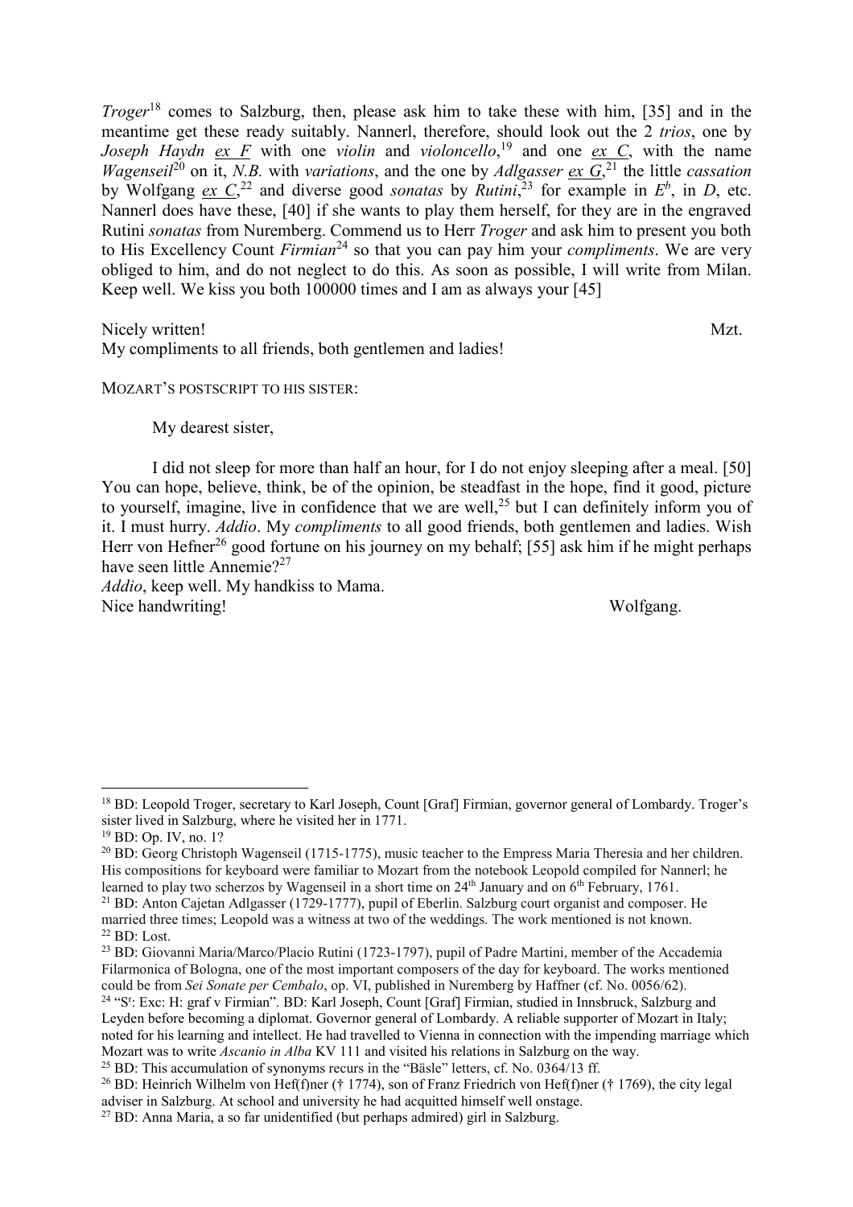*Troger*[18] comes to Salzburg, then, please ask him to take these with him, [35] and in the meantime get these ready suitably. Nannerl, therefore, should look out the 2 *trios*, one by *Joseph Haydn* ex F with one *violin* and *violoncello*,[19] and one ex C, with the name *Wagenseil*[20] on it, *N.B.* with *variations*, and the one by *Adlgasser* ex G,[21] the little *cassation* by Wolfgang ex C,[22] and diverse good *sonatas* by *Rutini*,[23] for example in $E^b$, in *D*, etc. Nannerl does have these, [40] if she wants to play them herself, for they are in the engraved Rutini *sonatas* from Nuremberg. Commend us to Herr *Troger* and ask him to present you both to His Excellency Count *Firmian*[24] so that you can pay him your *compliments*. We are very obliged to him, and do not neglect to do this. As soon as possible, I will write from Milan. Keep well. We kiss you both 100000 times and I am as always your [45]

Nicely written! Mzt.

My compliments to all friends, both gentlemen and ladies!

MOZART'S POSTSCRIPT TO HIS SISTER:

My dearest sister,

I did not sleep for more than half an hour, for I do not enjoy sleeping after a meal. [50] You can hope, believe, think, be of the opinion, be steadfast in the hope, find it good, picture to yourself, imagine, live in confidence that we are well,[25] but I can definitely inform you of it. I must hurry. *Addio*. My *compliments* to all good friends, both gentlemen and ladies. Wish Herr von Hefner[26] good fortune on his journey on my behalf; [55] ask him if he might perhaps have seen little Annemie?[27]

*Addio*, keep well. My handkiss to Mama.

Nice handwriting! Wolfgang.

---

[18] BD: Leopold Troger, secretary to Karl Joseph, Count [Graf] Firmian, governor general of Lombardy. Troger's sister lived in Salzburg, where he visited her in 1771.

[19] BD: Op. IV, no. 1?

[20] BD: Georg Christoph Wagenseil (1715-1775), music teacher to the Empress Maria Theresia and her children. His compositions for keyboard were familiar to Mozart from the notebook Leopold compiled for Nannerl; he learned to play two scherzos by Wagenseil in a short time on 24th January and on 6th February, 1761.

[21] BD: Anton Cajetan Adlgasser (1729-1777), pupil of Eberlin. Salzburg court organist and composer. He married three times; Leopold was a witness at two of the weddings. The work mentioned is not known.

[22] BD: Lost.

[23] BD: Giovanni Maria/Marco/Placio Rutini (1723-1797), pupil of Padre Martini, member of the Accademia Filarmonica of Bologna, one of the most important composers of the day for keyboard. The works mentioned could be from *Sei Sonate per Cembalo*, op. VI, published in Nuremberg by Haffner (cf. No. 0056/62).

[24] "S$^r$: Exc: H: graf v Firmian". BD: Karl Joseph, Count [Graf] Firmian, studied in Innsbruck, Salzburg and Leyden before becoming a diplomat. Governor general of Lombardy. A reliable supporter of Mozart in Italy; noted for his learning and intellect. He had travelled to Vienna in connection with the impending marriage which Mozart was to write *Ascanio in Alba* KV 111 and visited his relations in Salzburg on the way.

[25] BD: This accumulation of synonyms recurs in the "Bäsle" letters, cf. No. 0364/13 ff.

[26] BD: Heinrich Wilhelm von Hef(f)ner († 1774), son of Franz Friedrich von Hef(f)ner († 1769), the city legal adviser in Salzburg. At school and university he had acquitted himself well onstage.

[27] BD: Anna Maria, a so far unidentified (but perhaps admired) girl in Salzburg.